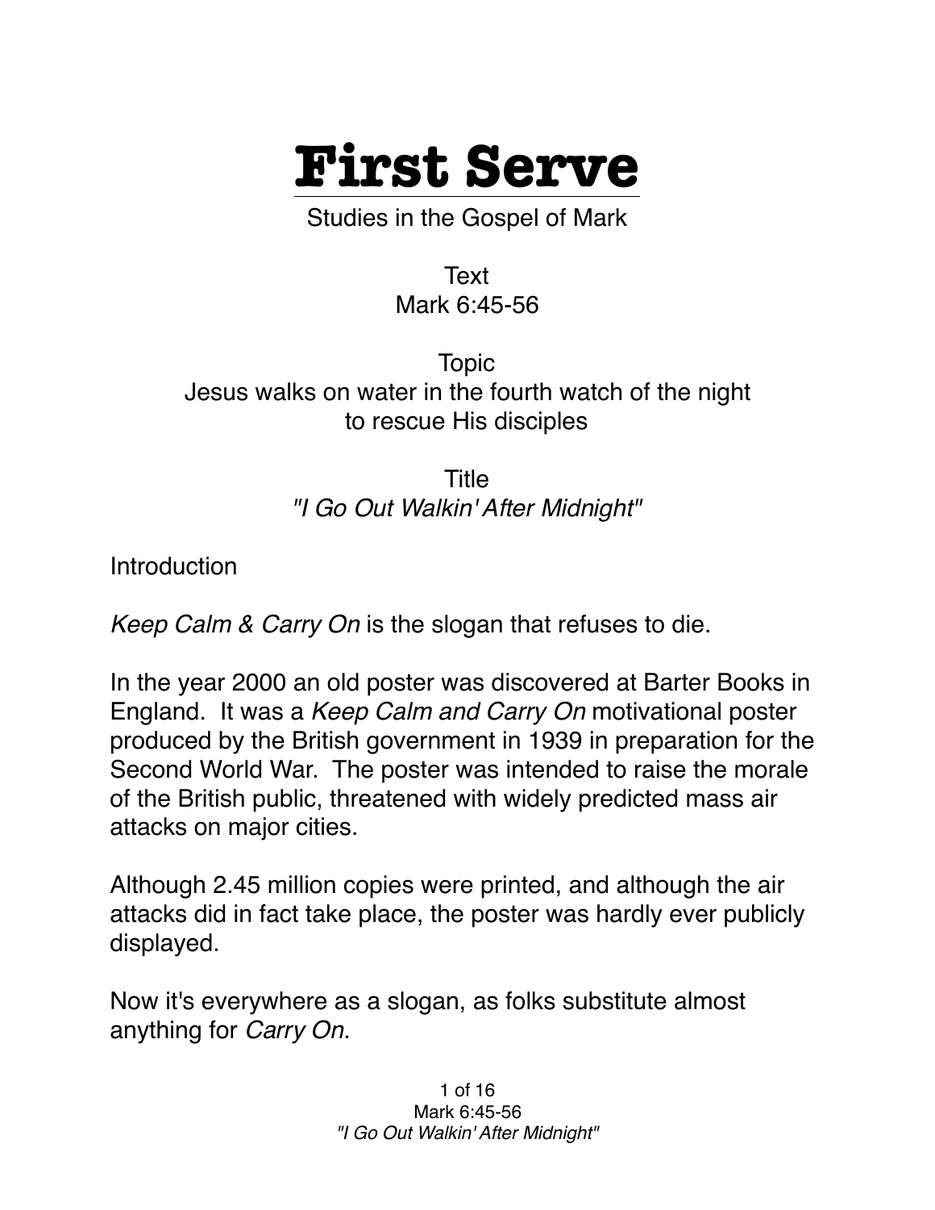# First Serve

Studies in the Gospel of Mark

Text
Mark 6:45-56

Topic
Jesus walks on water in the fourth watch of the night to rescue His disciples

Title
*"I Go Out Walkin' After Midnight"*

Introduction

*Keep Calm & Carry On* is the slogan that refuses to die.

In the year 2000 an old poster was discovered at Barter Books in England. It was a *Keep Calm and Carry On* motivational poster produced by the British government in 1939 in preparation for the Second World War. The poster was intended to raise the morale of the British public, threatened with widely predicted mass air attacks on major cities.

Although 2.45 million copies were printed, and although the air attacks did in fact take place, the poster was hardly ever publicly displayed.

Now it's everywhere as a slogan, as folks substitute almost anything for *Carry On.*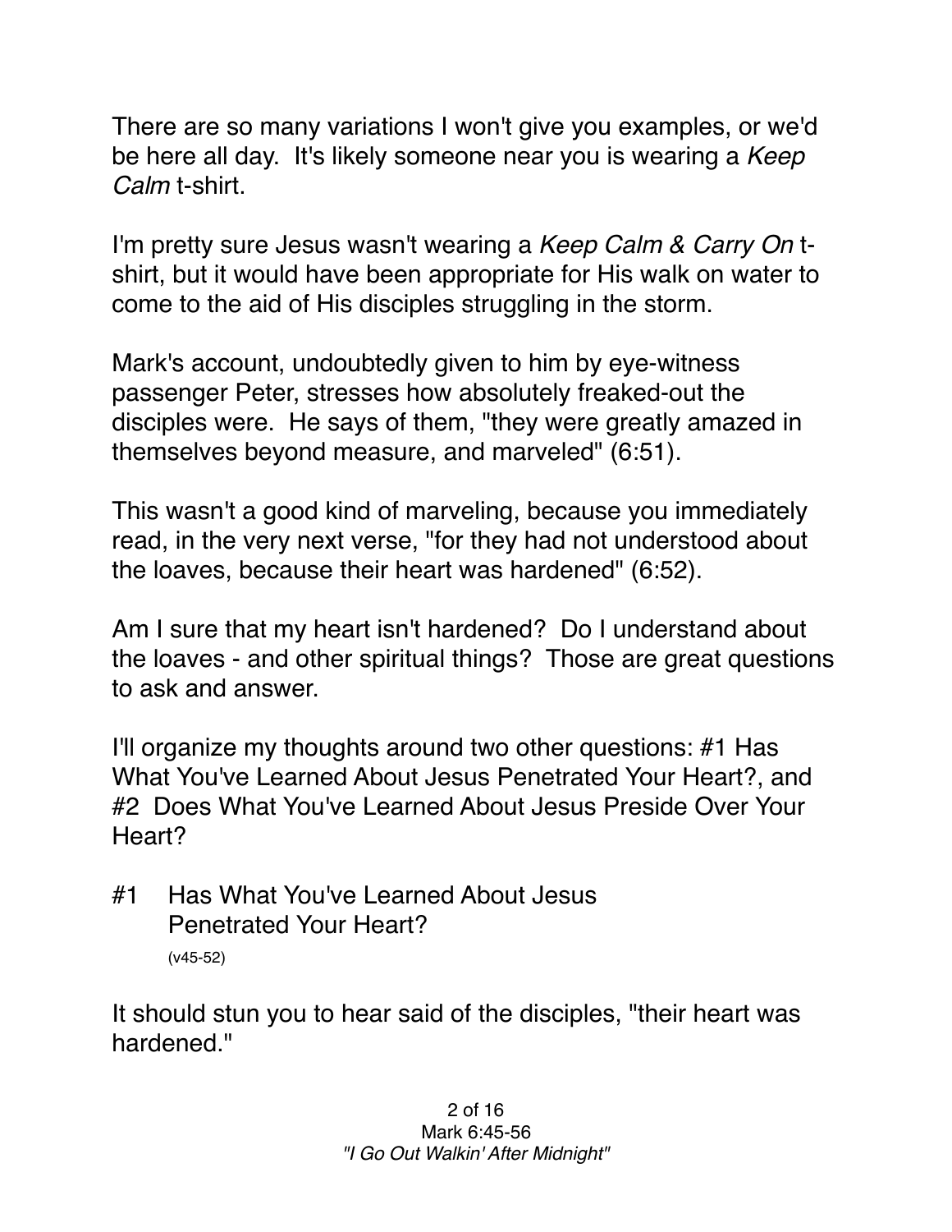There are so many variations I won't give you examples, or we'd be here all day. It's likely someone near you is wearing a *Keep Calm* t-shirt.

I'm pretty sure Jesus wasn't wearing a *Keep Calm & Carry On* t-shirt, but it would have been appropriate for His walk on water to come to the aid of His disciples struggling in the storm.

Mark's account, undoubtedly given to him by eye-witness passenger Peter, stresses how absolutely freaked-out the disciples were. He says of them, "they were greatly amazed in themselves beyond measure, and marveled" (6:51).

This wasn't a good kind of marveling, because you immediately read, in the very next verse, "for they had not understood about the loaves, because their heart was hardened" (6:52).

Am I sure that my heart isn't hardened? Do I understand about the loaves - and other spiritual things? Those are great questions to ask and answer.

I'll organize my thoughts around two other questions: #1 Has What You've Learned About Jesus Penetrated Your Heart?, and #2 Does What You've Learned About Jesus Preside Over Your Heart?

## #1 Has What You've Learned About Jesus Penetrated Your Heart?

(v45-52)

It should stun you to hear said of the disciples, "their heart was hardened."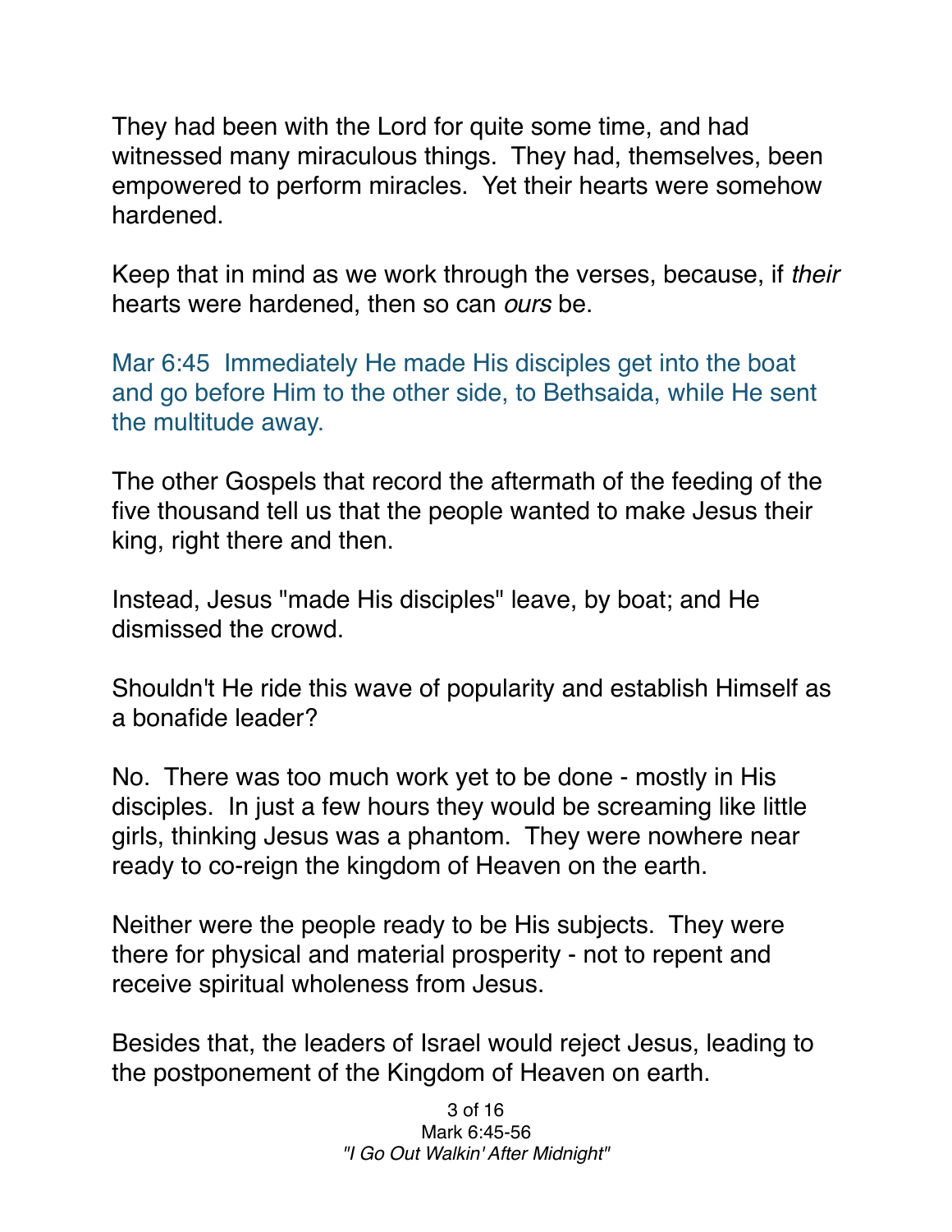They had been with the Lord for quite some time, and had witnessed many miraculous things.  They had, themselves, been empowered to perform miracles.  Yet their hearts were somehow hardened.

Keep that in mind as we work through the verses, because, if *their* hearts were hardened, then so can *ours* be.

Mar 6:45  Immediately He made His disciples get into the boat and go before Him to the other side, to Bethsaida, while He sent the multitude away.

The other Gospels that record the aftermath of the feeding of the five thousand tell us that the people wanted to make Jesus their king, right there and then.

Instead, Jesus "made His disciples" leave, by boat; and He dismissed the crowd.

Shouldn't He ride this wave of popularity and establish Himself as a bonafide leader?

No.  There was too much work yet to be done - mostly in His disciples.  In just a few hours they would be screaming like little girls, thinking Jesus was a phantom.  They were nowhere near ready to co-reign the kingdom of Heaven on the earth.

Neither were the people ready to be His subjects.  They were there for physical and material prosperity - not to repent and receive spiritual wholeness from Jesus.

Besides that, the leaders of Israel would reject Jesus, leading to the postponement of the Kingdom of Heaven on earth.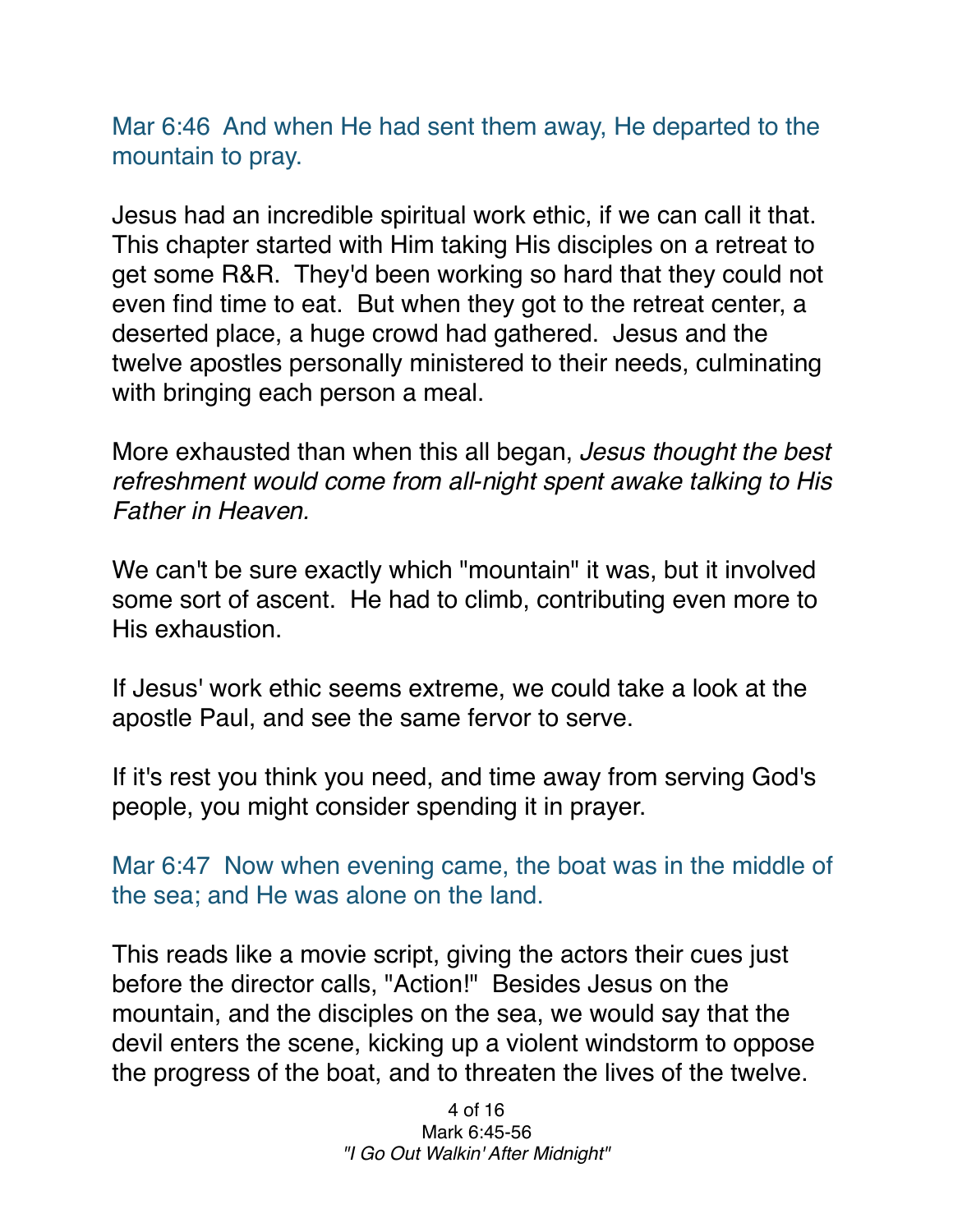Mar 6:46  And when He had sent them away, He departed to the mountain to pray.

Jesus had an incredible spiritual work ethic, if we can call it that. This chapter started with Him taking His disciples on a retreat to get some R&R.  They'd been working so hard that they could not even find time to eat.  But when they got to the retreat center, a deserted place, a huge crowd had gathered.  Jesus and the twelve apostles personally ministered to their needs, culminating with bringing each person a meal.

More exhausted than when this all began, *Jesus thought the best refreshment would come from all-night spent awake talking to His Father in Heaven.*

We can't be sure exactly which "mountain" it was, but it involved some sort of ascent.  He had to climb, contributing even more to His exhaustion.

If Jesus' work ethic seems extreme, we could take a look at the apostle Paul, and see the same fervor to serve.

If it's rest you think you need, and time away from serving God's people, you might consider spending it in prayer.

Mar 6:47  Now when evening came, the boat was in the middle of the sea; and He was alone on the land.

This reads like a movie script, giving the actors their cues just before the director calls, "Action!"  Besides Jesus on the mountain, and the disciples on the sea, we would say that the devil enters the scene, kicking up a violent windstorm to oppose the progress of the boat, and to threaten the lives of the twelve.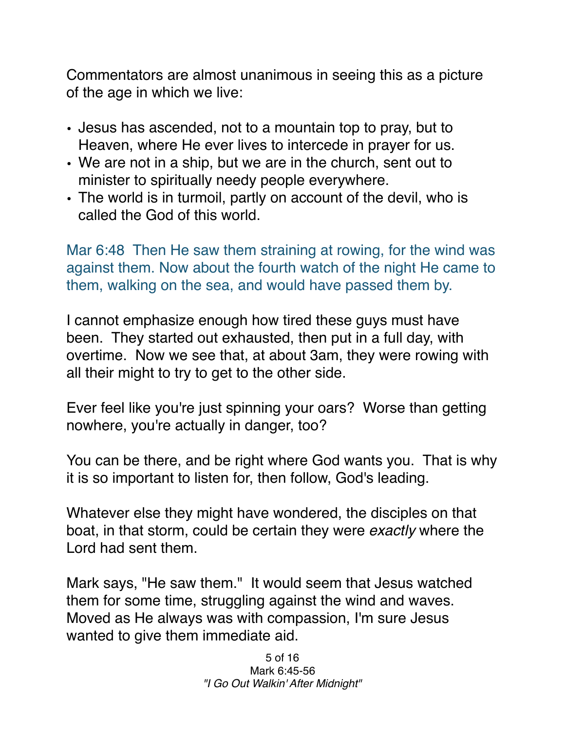Commentators are almost unanimous in seeing this as a picture of the age in which we live:

- Jesus has ascended, not to a mountain top to pray, but to Heaven, where He ever lives to intercede in prayer for us.
- We are not in a ship, but we are in the church, sent out to minister to spiritually needy people everywhere.
- The world is in turmoil, partly on account of the devil, who is called the God of this world.

Mar 6:48 Then He saw them straining at rowing, for the wind was against them. Now about the fourth watch of the night He came to them, walking on the sea, and would have passed them by.

I cannot emphasize enough how tired these guys must have been. They started out exhausted, then put in a full day, with overtime. Now we see that, at about 3am, they were rowing with all their might to try to get to the other side.

Ever feel like you're just spinning your oars? Worse than getting nowhere, you're actually in danger, too?

You can be there, and be right where God wants you. That is why it is so important to listen for, then follow, God's leading.

Whatever else they might have wondered, the disciples on that boat, in that storm, could be certain they were *exactly* where the Lord had sent them.

Mark says, "He saw them." It would seem that Jesus watched them for some time, struggling against the wind and waves. Moved as He always was with compassion, I'm sure Jesus wanted to give them immediate aid.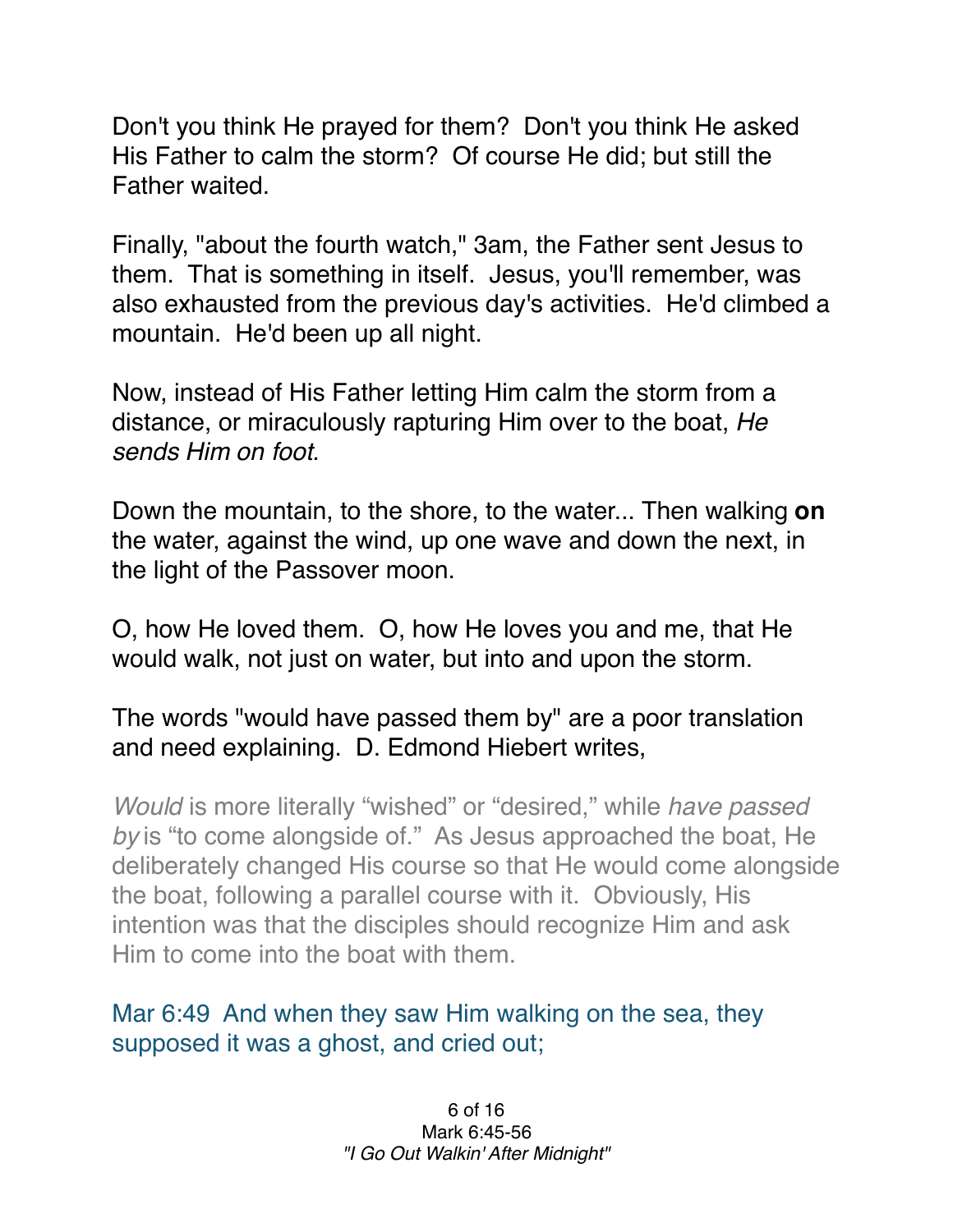Don't you think He prayed for them? Don't you think He asked His Father to calm the storm? Of course He did; but still the Father waited.

Finally, "about the fourth watch," 3am, the Father sent Jesus to them. That is something in itself. Jesus, you'll remember, was also exhausted from the previous day's activities. He'd climbed a mountain. He'd been up all night.

Now, instead of His Father letting Him calm the storm from a distance, or miraculously rapturing Him over to the boat, *He sends Him on foot.*

Down the mountain, to the shore, to the water... Then walking **on** the water, against the wind, up one wave and down the next, in the light of the Passover moon.

O, how He loved them. O, how He loves you and me, that He would walk, not just on water, but into and upon the storm.

The words "would have passed them by" are a poor translation and need explaining. D. Edmond Hiebert writes,

> *Would* is more literally "wished" or "desired," while *have passed by* is "to come alongside of." As Jesus approached the boat, He deliberately changed His course so that He would come alongside the boat, following a parallel course with it. Obviously, His intention was that the disciples should recognize Him and ask Him to come into the boat with them.

Mar 6:49 And when they saw Him walking on the sea, they supposed it was a ghost, and cried out;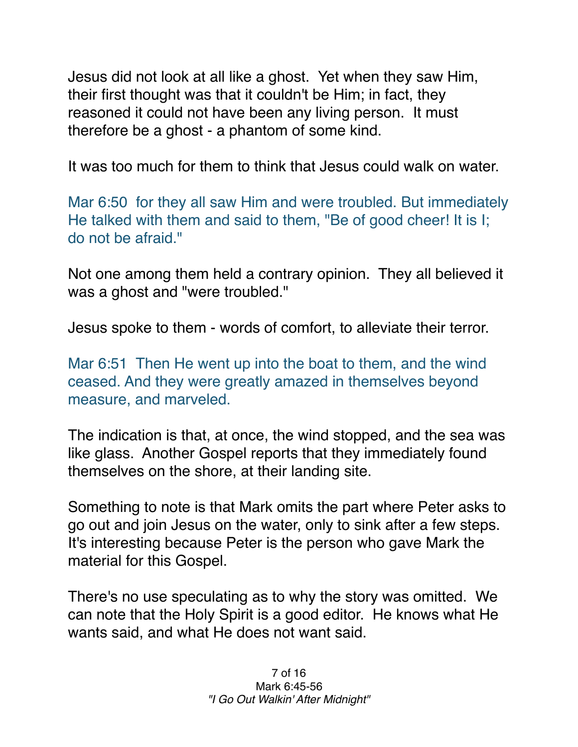Jesus did not look at all like a ghost. Yet when they saw Him, their first thought was that it couldn't be Him; in fact, they reasoned it could not have been any living person. It must therefore be a ghost - a phantom of some kind.

It was too much for them to think that Jesus could walk on water.

Mar 6:50 for they all saw Him and were troubled. But immediately He talked with them and said to them, "Be of good cheer! It is I; do not be afraid."

Not one among them held a contrary opinion. They all believed it was a ghost and "were troubled."

Jesus spoke to them - words of comfort, to alleviate their terror.

Mar 6:51 Then He went up into the boat to them, and the wind ceased. And they were greatly amazed in themselves beyond measure, and marveled.

The indication is that, at once, the wind stopped, and the sea was like glass. Another Gospel reports that they immediately found themselves on the shore, at their landing site.

Something to note is that Mark omits the part where Peter asks to go out and join Jesus on the water, only to sink after a few steps. It's interesting because Peter is the person who gave Mark the material for this Gospel.

There's no use speculating as to why the story was omitted. We can note that the Holy Spirit is a good editor. He knows what He wants said, and what He does not want said.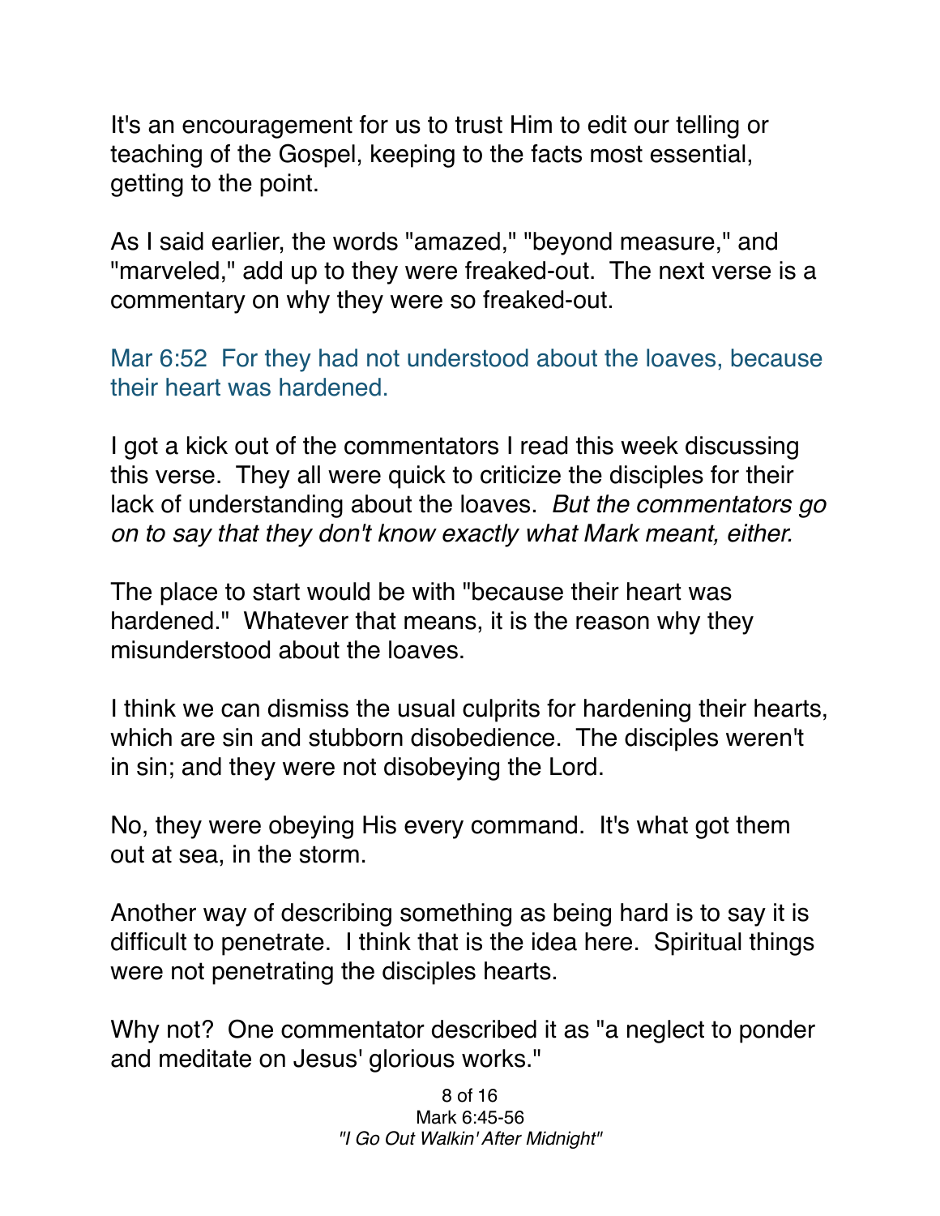It's an encouragement for us to trust Him to edit our telling or teaching of the Gospel, keeping to the facts most essential, getting to the point.

As I said earlier, the words "amazed," "beyond measure," and "marveled," add up to they were freaked-out. The next verse is a commentary on why they were so freaked-out.

Mar 6:52 For they had not understood about the loaves, because their heart was hardened.

I got a kick out of the commentators I read this week discussing this verse. They all were quick to criticize the disciples for their lack of understanding about the loaves. *But the commentators go on to say that they don't know exactly what Mark meant, either.*

The place to start would be with "because their heart was hardened." Whatever that means, it is the reason why they misunderstood about the loaves.

I think we can dismiss the usual culprits for hardening their hearts, which are sin and stubborn disobedience. The disciples weren't in sin; and they were not disobeying the Lord.

No, they were obeying His every command. It's what got them out at sea, in the storm.

Another way of describing something as being hard is to say it is difficult to penetrate. I think that is the idea here. Spiritual things were not penetrating the disciples hearts.

Why not? One commentator described it as "a neglect to ponder and meditate on Jesus' glorious works."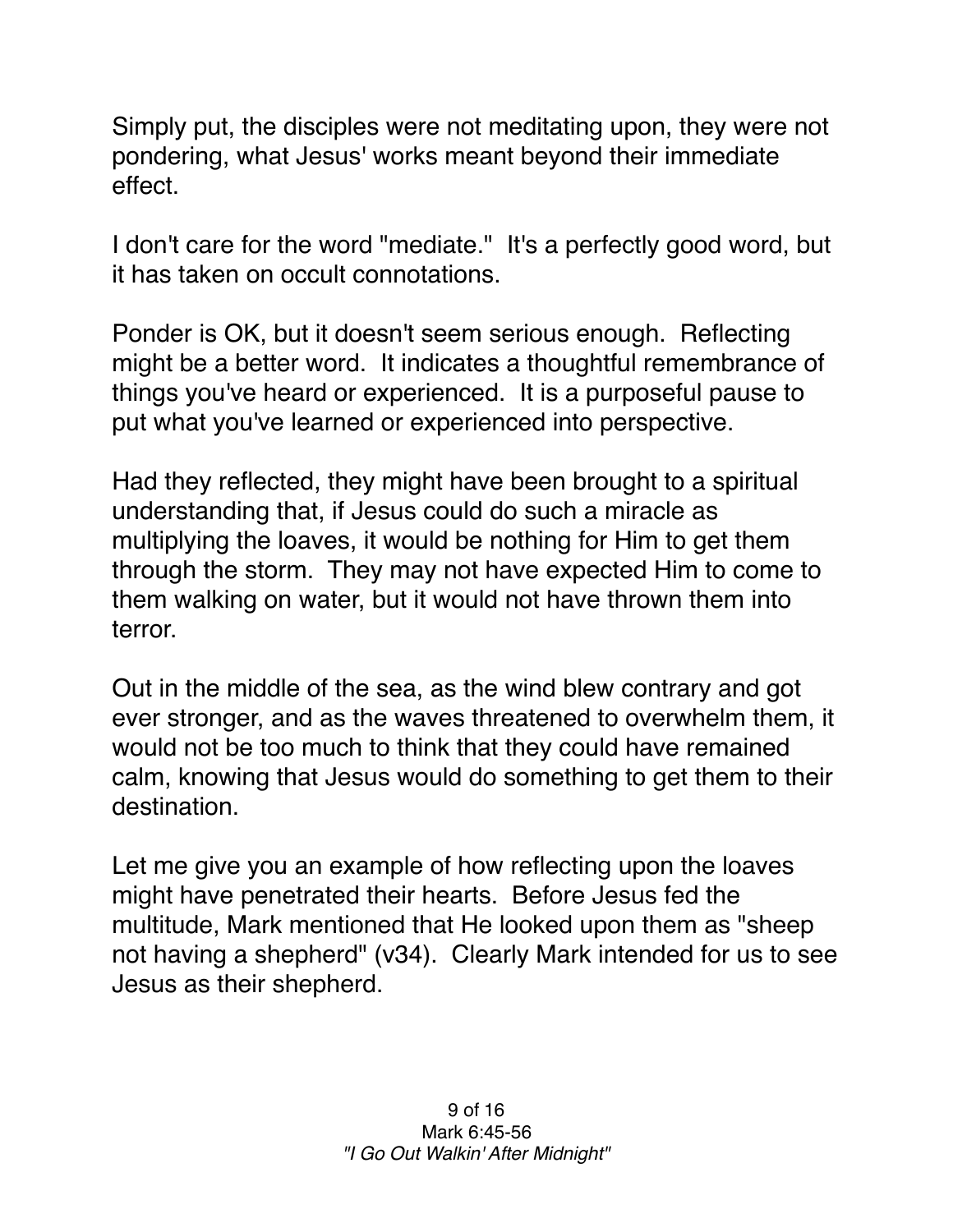Simply put, the disciples were not meditating upon, they were not pondering, what Jesus' works meant beyond their immediate effect.

I don't care for the word "mediate." It's a perfectly good word, but it has taken on occult connotations.

Ponder is OK, but it doesn't seem serious enough. Reflecting might be a better word. It indicates a thoughtful remembrance of things you've heard or experienced. It is a purposeful pause to put what you've learned or experienced into perspective.

Had they reflected, they might have been brought to a spiritual understanding that, if Jesus could do such a miracle as multiplying the loaves, it would be nothing for Him to get them through the storm. They may not have expected Him to come to them walking on water, but it would not have thrown them into terror.

Out in the middle of the sea, as the wind blew contrary and got ever stronger, and as the waves threatened to overwhelm them, it would not be too much to think that they could have remained calm, knowing that Jesus would do something to get them to their destination.

Let me give you an example of how reflecting upon the loaves might have penetrated their hearts. Before Jesus fed the multitude, Mark mentioned that He looked upon them as "sheep not having a shepherd" (v34). Clearly Mark intended for us to see Jesus as their shepherd.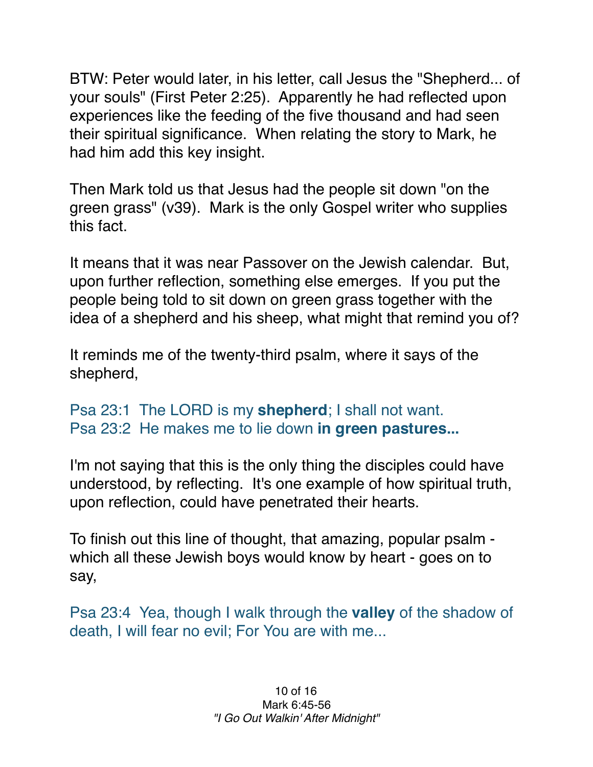BTW: Peter would later, in his letter, call Jesus the "Shepherd... of your souls" (First Peter 2:25). Apparently he had reflected upon experiences like the feeding of the five thousand and had seen their spiritual significance. When relating the story to Mark, he had him add this key insight.

Then Mark told us that Jesus had the people sit down "on the green grass" (v39). Mark is the only Gospel writer who supplies this fact.

It means that it was near Passover on the Jewish calendar. But, upon further reflection, something else emerges. If you put the people being told to sit down on green grass together with the idea of a shepherd and his sheep, what might that remind you of?

It reminds me of the twenty-third psalm, where it says of the shepherd,

Psa 23:1 The LORD is my **shepherd**; I shall not want.
Psa 23:2 He makes me to lie down **in green pastures...**

I'm not saying that this is the only thing the disciples could have understood, by reflecting. It's one example of how spiritual truth, upon reflection, could have penetrated their hearts.

To finish out this line of thought, that amazing, popular psalm - which all these Jewish boys would know by heart - goes on to say,

Psa 23:4 Yea, though I walk through the **valley** of the shadow of death, I will fear no evil; For You are with me...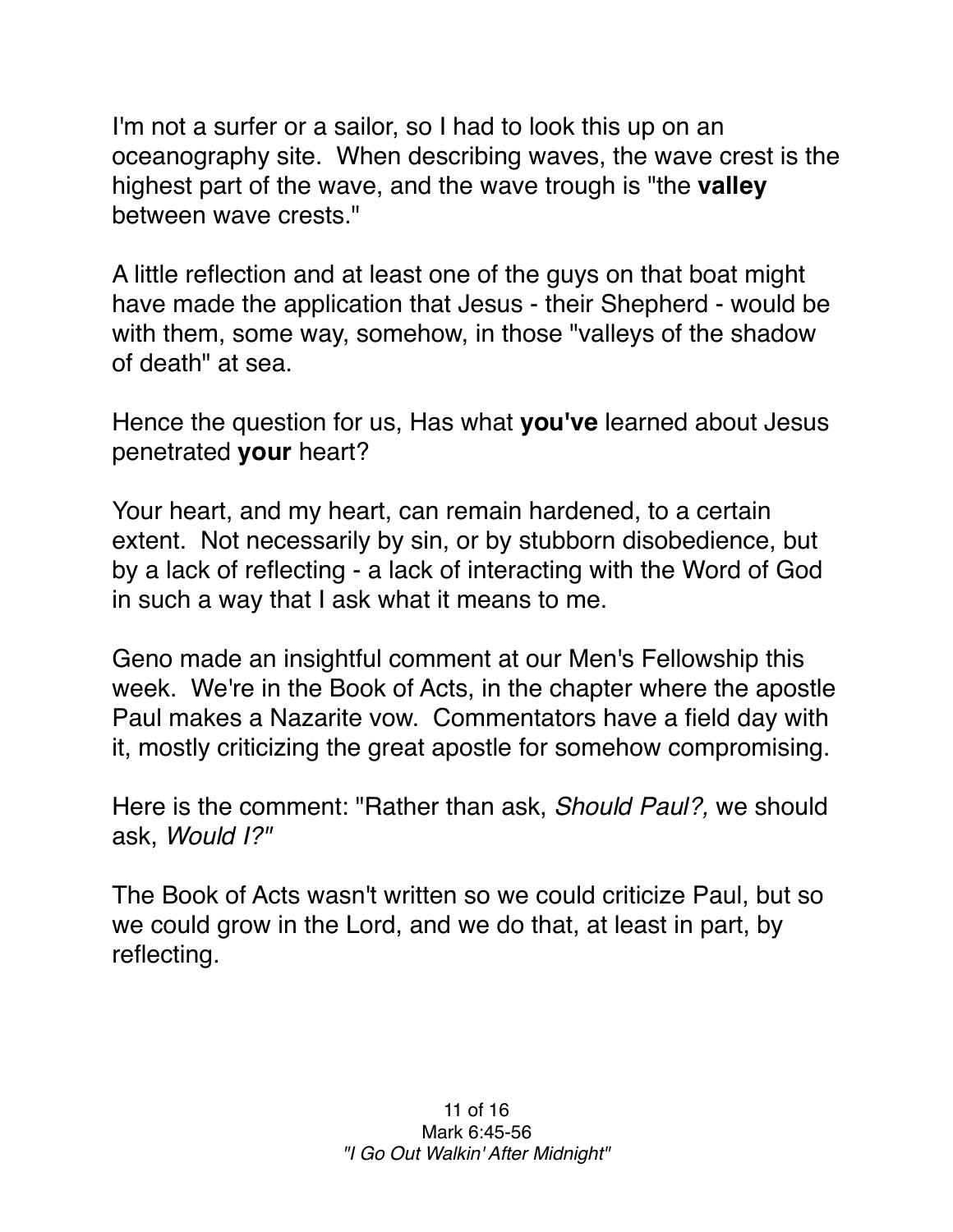I'm not a surfer or a sailor, so I had to look this up on an oceanography site. When describing waves, the wave crest is the highest part of the wave, and the wave trough is "the **valley** between wave crests."

A little reflection and at least one of the guys on that boat might have made the application that Jesus - their Shepherd - would be with them, some way, somehow, in those "valleys of the shadow of death" at sea.

Hence the question for us, Has what **you've** learned about Jesus penetrated **your** heart?

Your heart, and my heart, can remain hardened, to a certain extent. Not necessarily by sin, or by stubborn disobedience, but by a lack of reflecting - a lack of interacting with the Word of God in such a way that I ask what it means to me.

Geno made an insightful comment at our Men's Fellowship this week. We're in the Book of Acts, in the chapter where the apostle Paul makes a Nazarite vow. Commentators have a field day with it, mostly criticizing the great apostle for somehow compromising.

Here is the comment: "Rather than ask, *Should Paul?,* we should ask, *Would I?"*

The Book of Acts wasn't written so we could criticize Paul, but so we could grow in the Lord, and we do that, at least in part, by reflecting.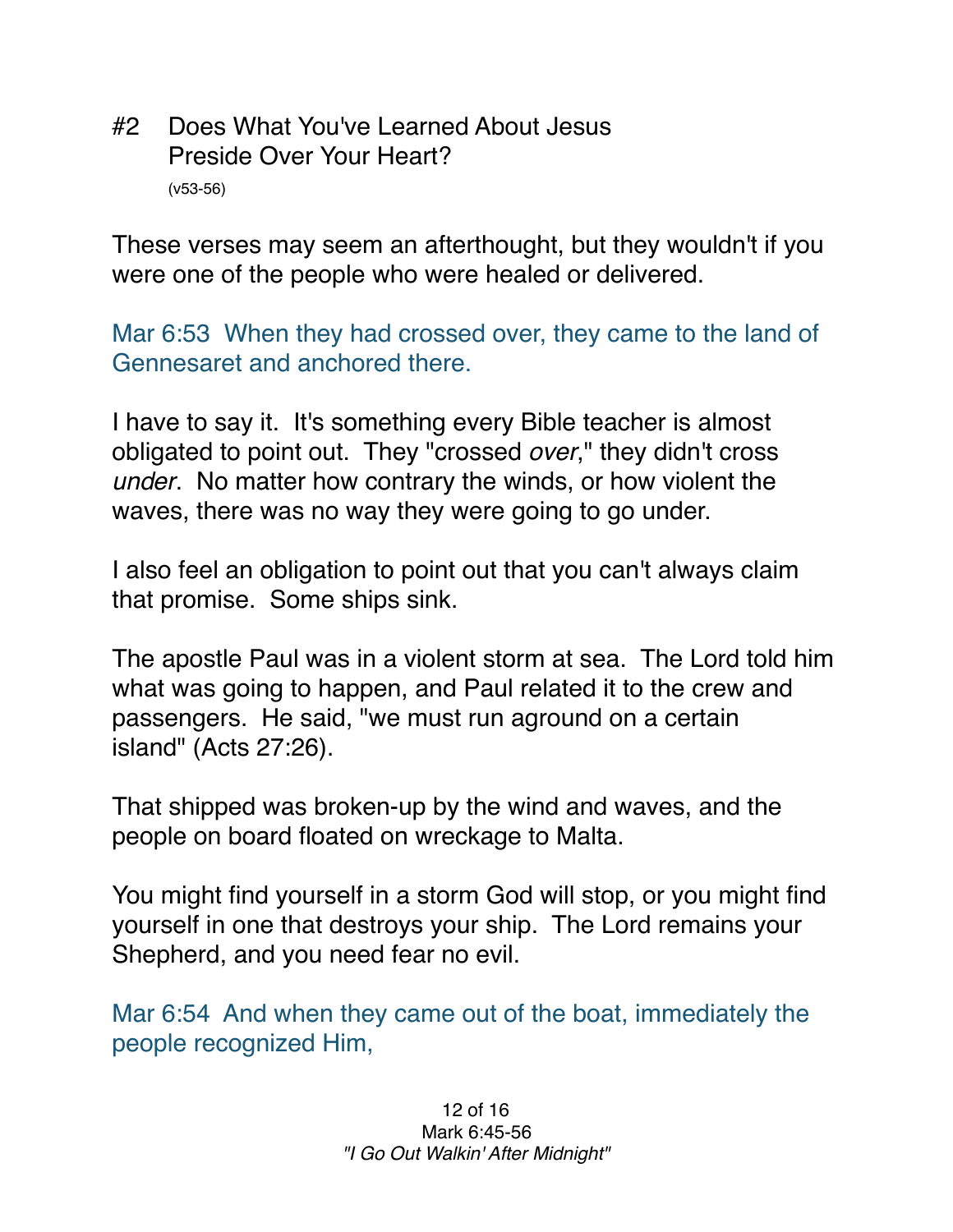## #2 Does What You've Learned About Jesus Preside Over Your Heart?

(v53-56)

These verses may seem an afterthought, but they wouldn't if you were one of the people who were healed or delivered.

Mar 6:53 When they had crossed over, they came to the land of Gennesaret and anchored there.

I have to say it. It's something every Bible teacher is almost obligated to point out. They "crossed *over*," they didn't cross *under*. No matter how contrary the winds, or how violent the waves, there was no way they were going to go under.

I also feel an obligation to point out that you can't always claim that promise. Some ships sink.

The apostle Paul was in a violent storm at sea. The Lord told him what was going to happen, and Paul related it to the crew and passengers. He said, "we must run aground on a certain island" (Acts 27:26).

That shipped was broken-up by the wind and waves, and the people on board floated on wreckage to Malta.

You might find yourself in a storm God will stop, or you might find yourself in one that destroys your ship. The Lord remains your Shepherd, and you need fear no evil.

Mar 6:54 And when they came out of the boat, immediately the people recognized Him,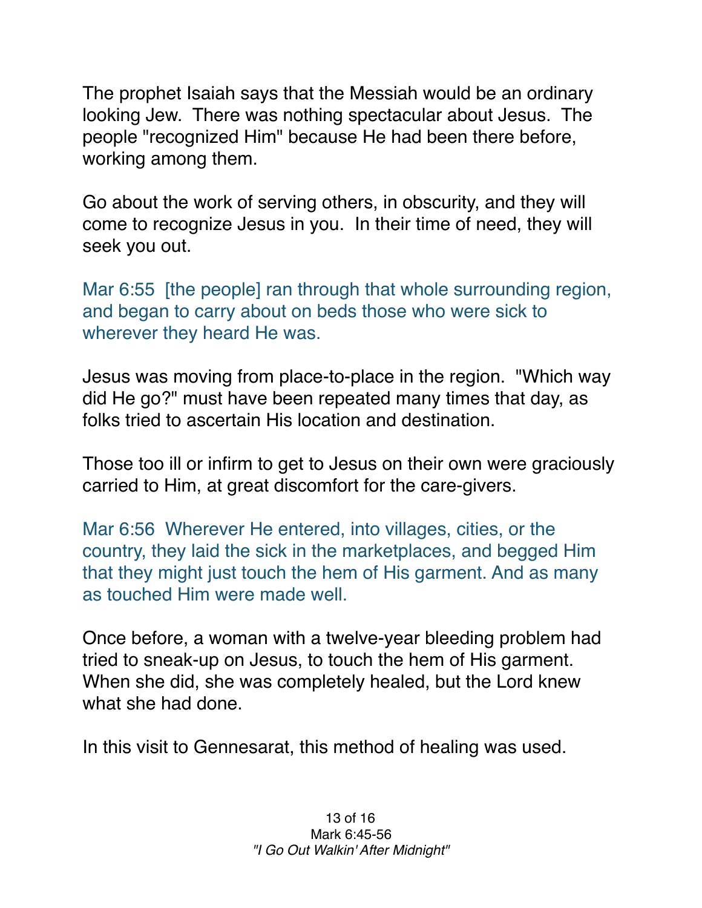The prophet Isaiah says that the Messiah would be an ordinary looking Jew. There was nothing spectacular about Jesus. The people "recognized Him" because He had been there before, working among them.

Go about the work of serving others, in obscurity, and they will come to recognize Jesus in you. In their time of need, they will seek you out.

Mar 6:55 [the people] ran through that whole surrounding region, and began to carry about on beds those who were sick to wherever they heard He was.

Jesus was moving from place-to-place in the region. "Which way did He go?" must have been repeated many times that day, as folks tried to ascertain His location and destination.

Those too ill or infirm to get to Jesus on their own were graciously carried to Him, at great discomfort for the care-givers.

Mar 6:56 Wherever He entered, into villages, cities, or the country, they laid the sick in the marketplaces, and begged Him that they might just touch the hem of His garment. And as many as touched Him were made well.

Once before, a woman with a twelve-year bleeding problem had tried to sneak-up on Jesus, to touch the hem of His garment. When she did, she was completely healed, but the Lord knew what she had done.

In this visit to Gennesarat, this method of healing was used.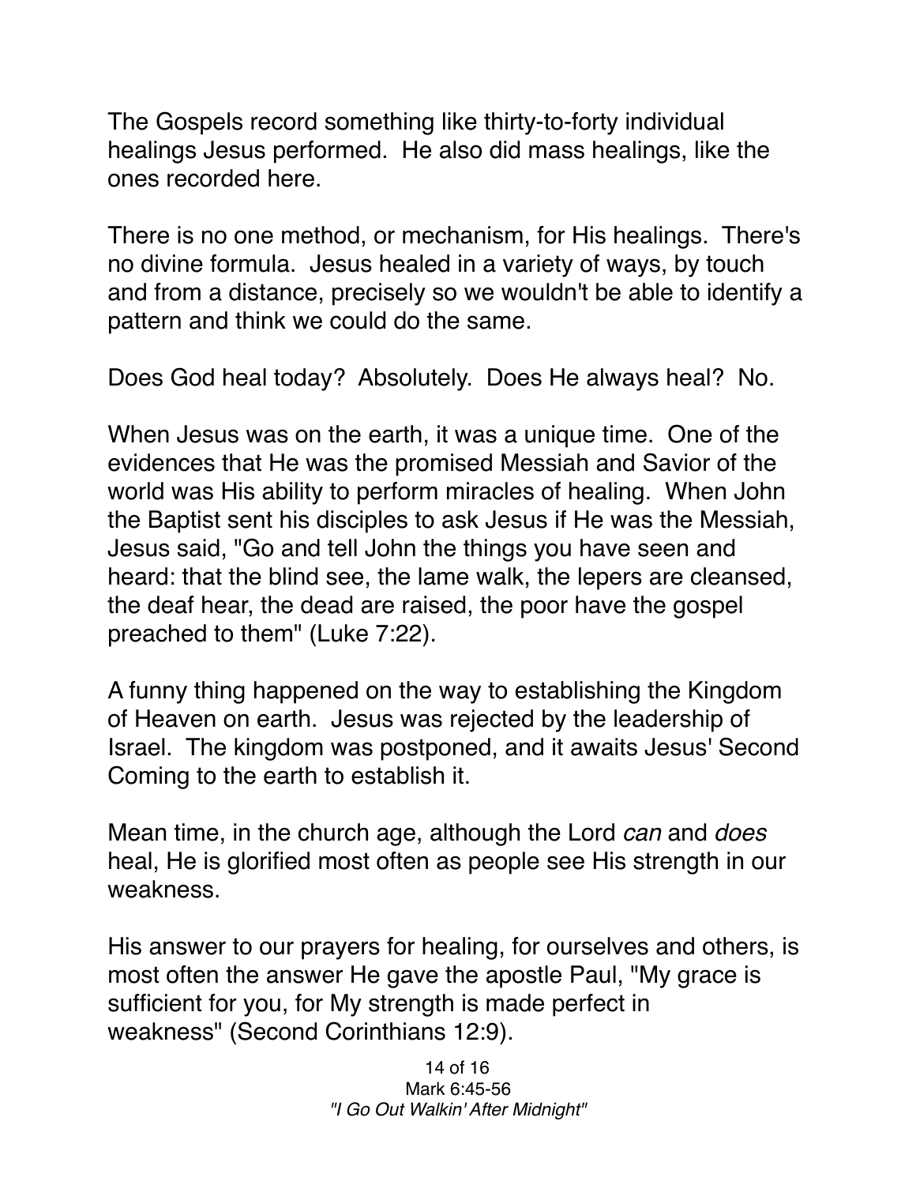The Gospels record something like thirty-to-forty individual healings Jesus performed. He also did mass healings, like the ones recorded here.

There is no one method, or mechanism, for His healings. There's no divine formula. Jesus healed in a variety of ways, by touch and from a distance, precisely so we wouldn't be able to identify a pattern and think we could do the same.

Does God heal today? Absolutely. Does He always heal? No.

When Jesus was on the earth, it was a unique time. One of the evidences that He was the promised Messiah and Savior of the world was His ability to perform miracles of healing. When John the Baptist sent his disciples to ask Jesus if He was the Messiah, Jesus said, "Go and tell John the things you have seen and heard: that the blind see, the lame walk, the lepers are cleansed, the deaf hear, the dead are raised, the poor have the gospel preached to them" (Luke 7:22).

A funny thing happened on the way to establishing the Kingdom of Heaven on earth. Jesus was rejected by the leadership of Israel. The kingdom was postponed, and it awaits Jesus' Second Coming to the earth to establish it.

Mean time, in the church age, although the Lord *can* and *does* heal, He is glorified most often as people see His strength in our weakness.

His answer to our prayers for healing, for ourselves and others, is most often the answer He gave the apostle Paul, "My grace is sufficient for you, for My strength is made perfect in weakness" (Second Corinthians 12:9).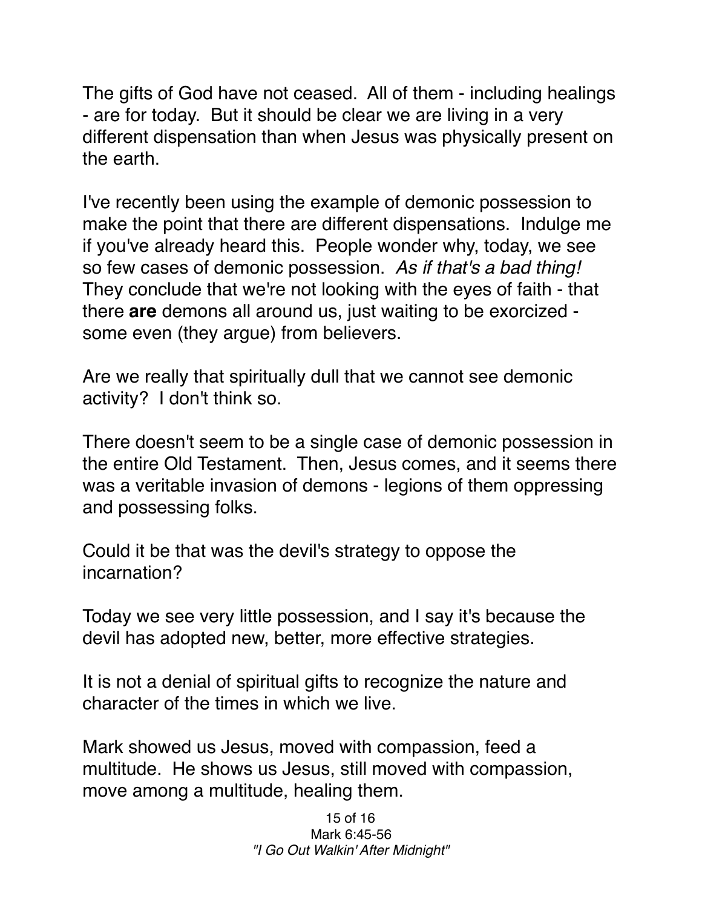The gifts of God have not ceased. All of them - including healings - are for today. But it should be clear we are living in a very different dispensation than when Jesus was physically present on the earth.

I've recently been using the example of demonic possession to make the point that there are different dispensations. Indulge me if you've already heard this. People wonder why, today, we see so few cases of demonic possession. *As if that's a bad thing!* They conclude that we're not looking with the eyes of faith - that there **are** demons all around us, just waiting to be exorcized - some even (they argue) from believers.

Are we really that spiritually dull that we cannot see demonic activity? I don't think so.

There doesn't seem to be a single case of demonic possession in the entire Old Testament. Then, Jesus comes, and it seems there was a veritable invasion of demons - legions of them oppressing and possessing folks.

Could it be that was the devil's strategy to oppose the incarnation?

Today we see very little possession, and I say it's because the devil has adopted new, better, more effective strategies.

It is not a denial of spiritual gifts to recognize the nature and character of the times in which we live.

Mark showed us Jesus, moved with compassion, feed a multitude. He shows us Jesus, still moved with compassion, move among a multitude, healing them.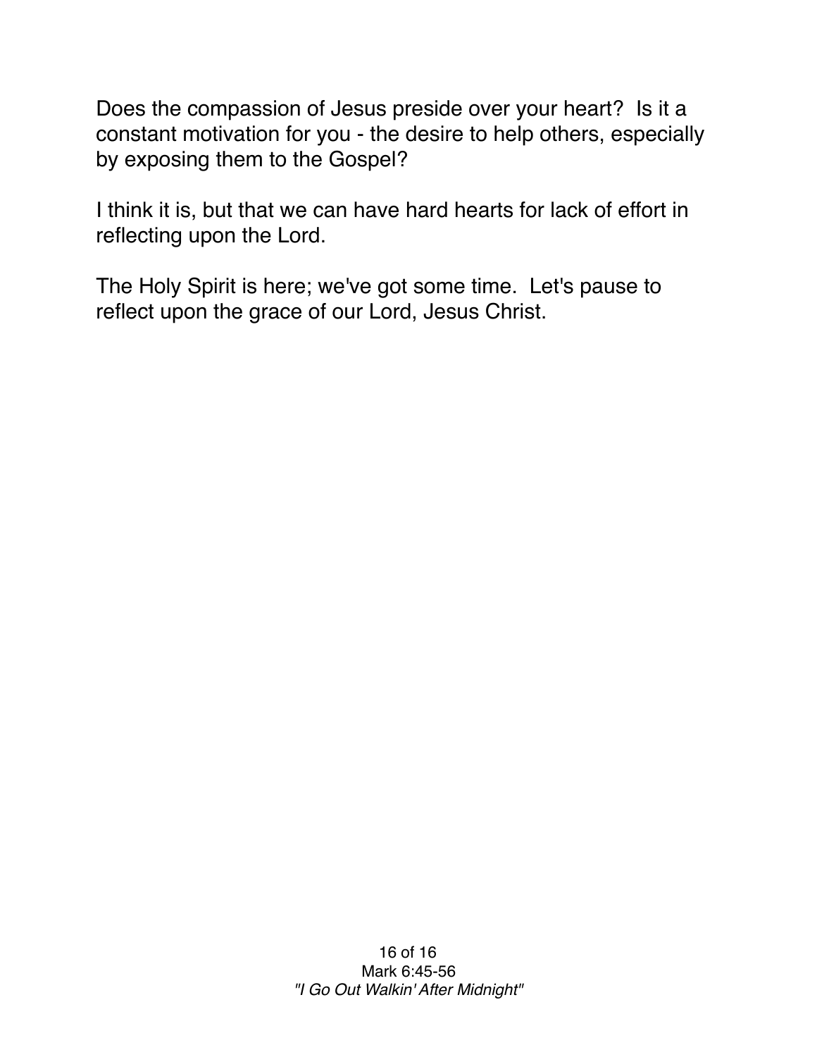Does the compassion of Jesus preside over your heart? Is it a constant motivation for you - the desire to help others, especially by exposing them to the Gospel?

I think it is, but that we can have hard hearts for lack of effort in reflecting upon the Lord.

The Holy Spirit is here; we've got some time. Let's pause to reflect upon the grace of our Lord, Jesus Christ.